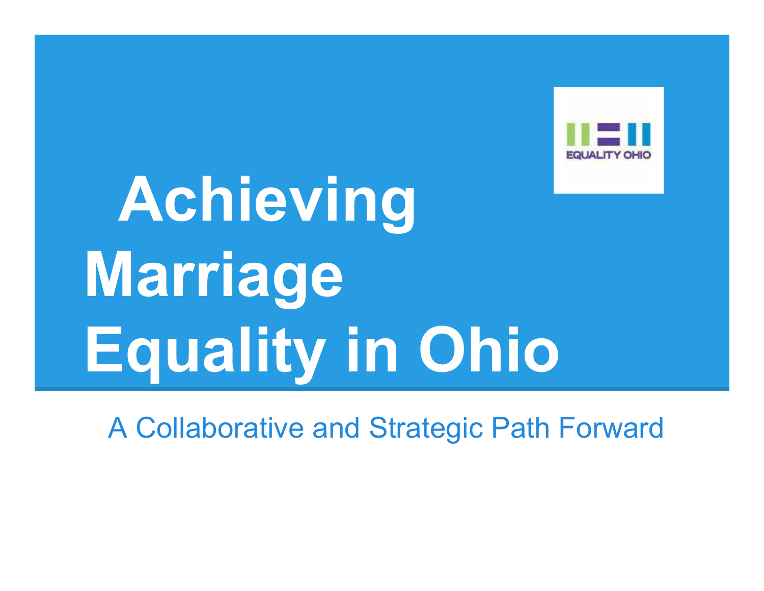# Achieving Marriage Equality in Ohio

EQUALITY OHIO

A Collaborative and Strategic Path Forward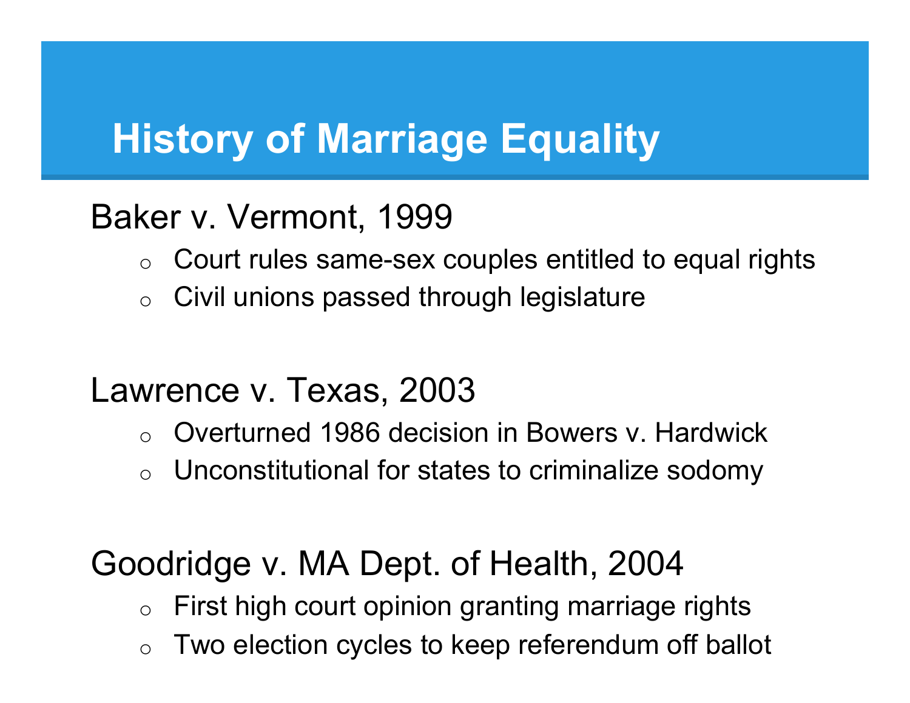# History of Marriage Equality

Baker v. Vermont, 1999

- Court rules same-sex couples entitled to equal rights
- Civil unions passed through legislature

Lawrence v. Texas, 2003

- Overturned 1986 decision in Bowers v. Hardwick
- Unconstitutional for states to criminalize sodomy

Goodridge v. MA Dept. of Health, 2004

- First high court opinion granting marriage rights
- Two election cycles to keep referendum off ballot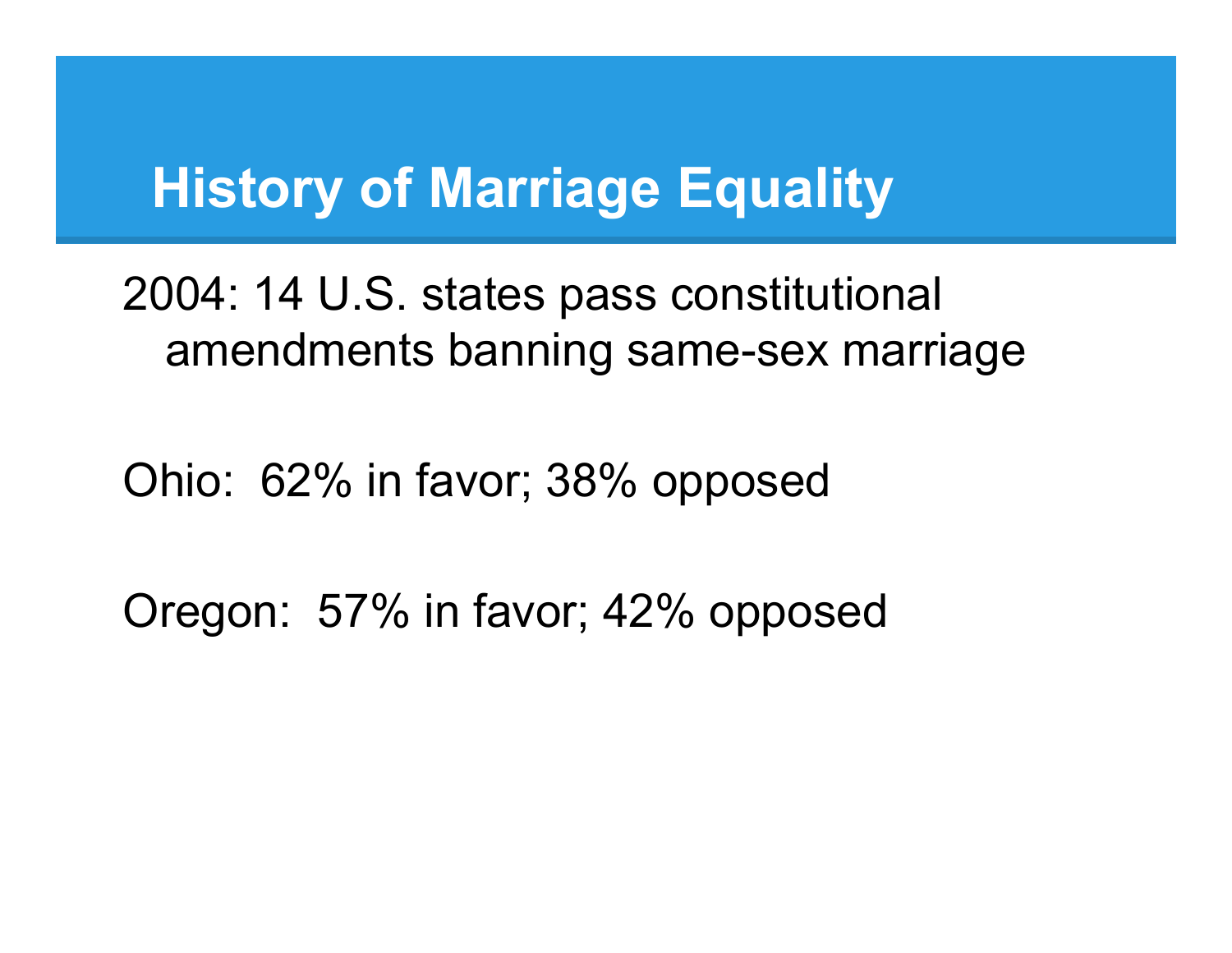# History of Marriage Equality

2004: 14 U.S. states pass constitutional amendments banning same-sex marriage

Ohio: 62% in favor; 38% opposed

Oregon: 57% in favor; 42% opposed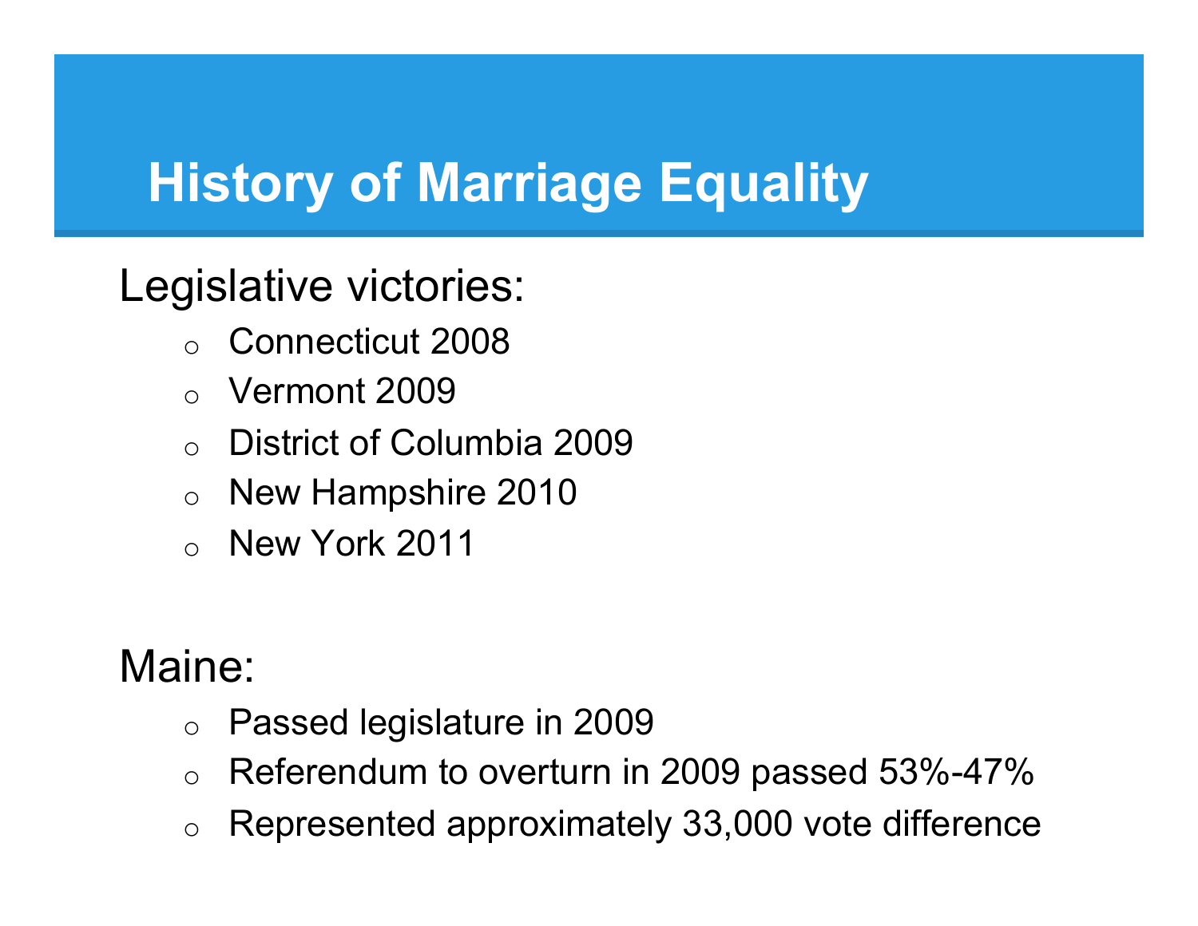# History of Marriage Equality

Legislative victories:

- Connecticut 2008
- Vermont 2009
- District of Columbia 2009
- New Hampshire 2010
- New York 2011

Maine:

- Passed legislature in 2009
- Referendum to overturn in 2009 passed 53%-47%
- Represented approximately 33,000 vote difference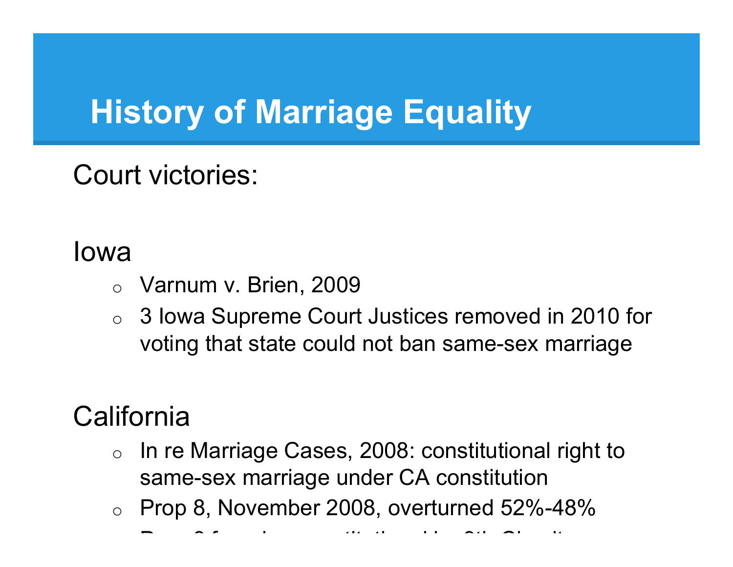# History of Marriage Equality

Court victories:

Iowa

- Varnum v. Brien, 2009
- 3 Iowa Supreme Court Justices removed in 2010 for voting that state could not ban same-sex marriage

California

- In re Marriage Cases, 2008: constitutional right to same-sex marriage under CA constitution
- Prop 8, November 2008, overturned 52%-48%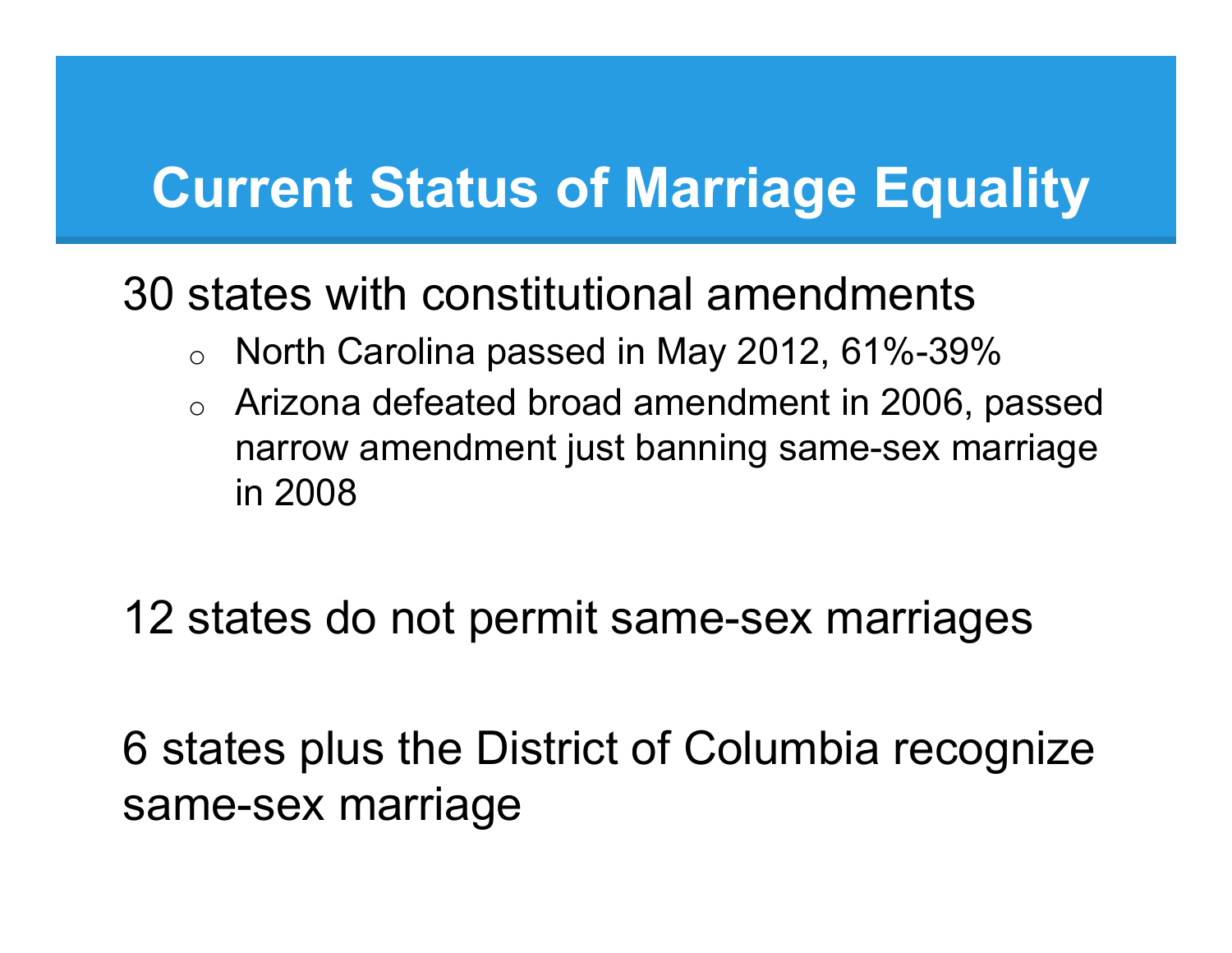# Current Status of Marriage Equality

30 states with constitutional amendments

- North Carolina passed in May 2012, 61%-39%
- Arizona defeated broad amendment in 2006, passed narrow amendment just banning same-sex marriage in 2008

12 states do not permit same-sex marriages

6 states plus the District of Columbia recognize same-sex marriage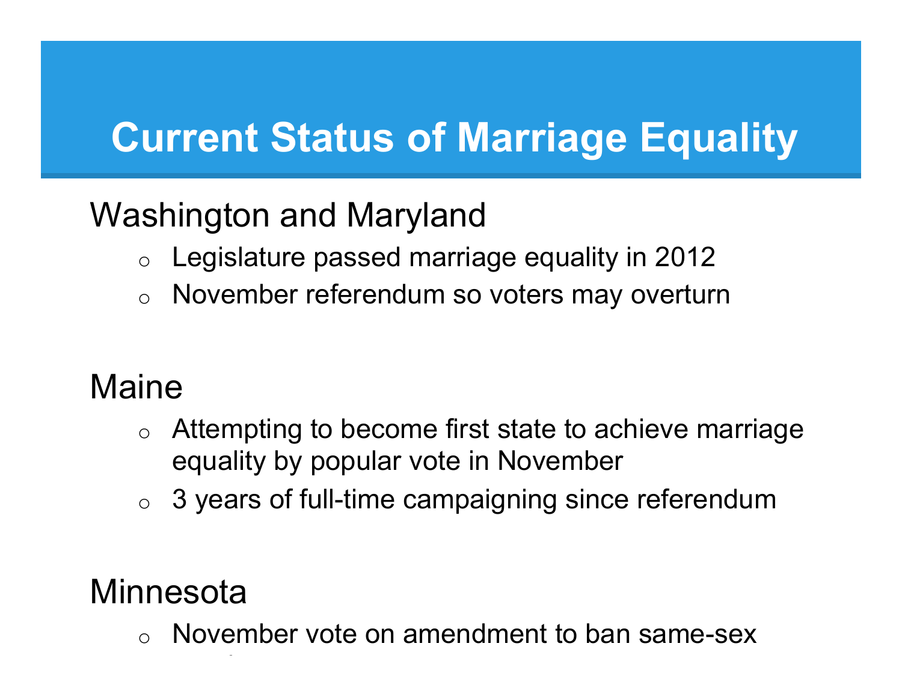# Current Status of Marriage Equality

## Washington and Maryland

- Legislature passed marriage equality in 2012
- November referendum so voters may overturn

## Maine

- Attempting to become first state to achieve marriage equality by popular vote in November
- 3 years of full-time campaigning since referendum

## Minnesota

- November vote on amendment to ban same-sex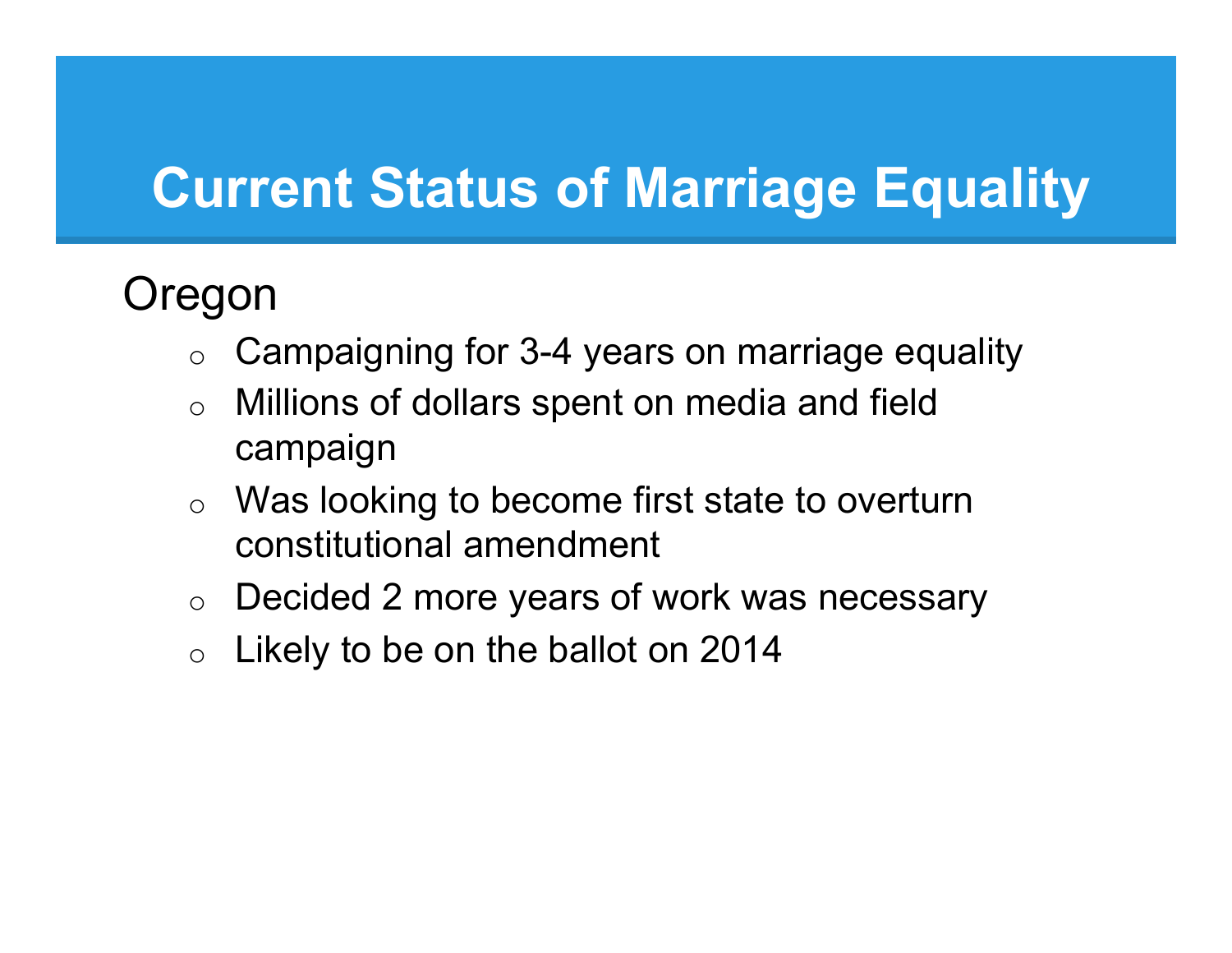# Current Status of Marriage Equality

Oregon

- Campaigning for 3-4 years on marriage equality
- Millions of dollars spent on media and field campaign
- Was looking to become first state to overturn constitutional amendment
- Decided 2 more years of work was necessary
- Likely to be on the ballot on 2014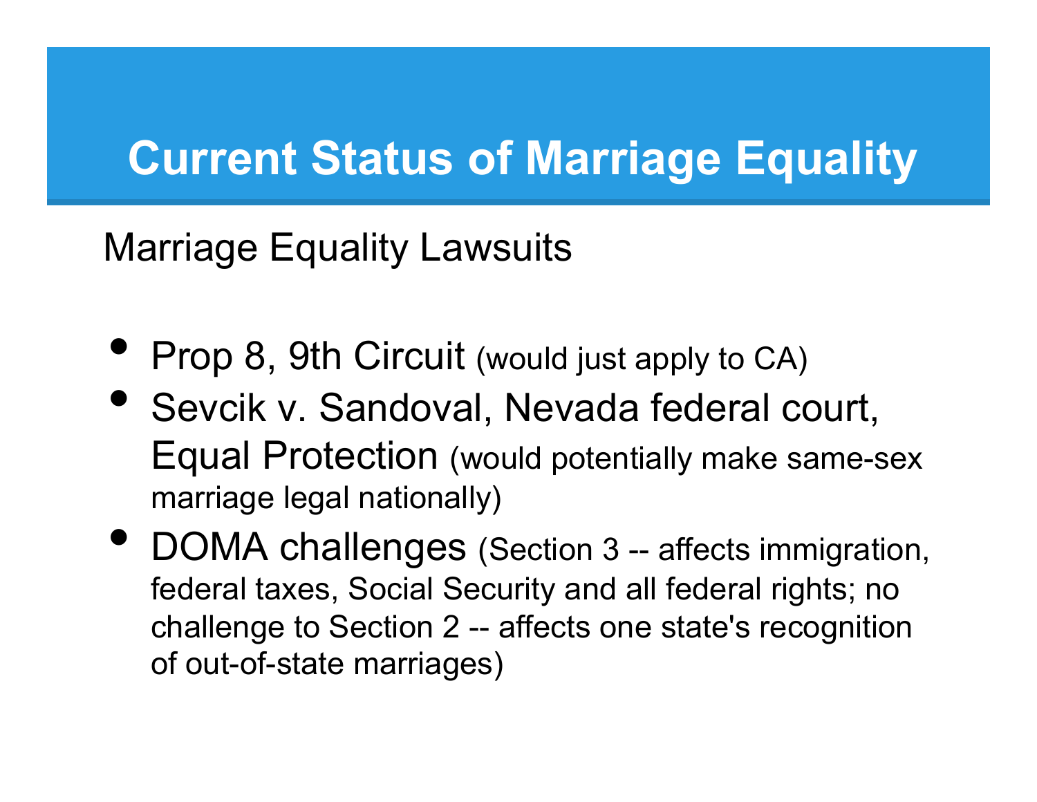# Current Status of Marriage Equality

Marriage Equality Lawsuits

- Prop 8, 9th Circuit (would just apply to CA)
- Sevcik v. Sandoval, Nevada federal court, Equal Protection (would potentially make same-sex marriage legal nationally)
- DOMA challenges (Section 3 -- affects immigration, federal taxes, Social Security and all federal rights; no challenge to Section 2 -- affects one state's recognition of out-of-state marriages)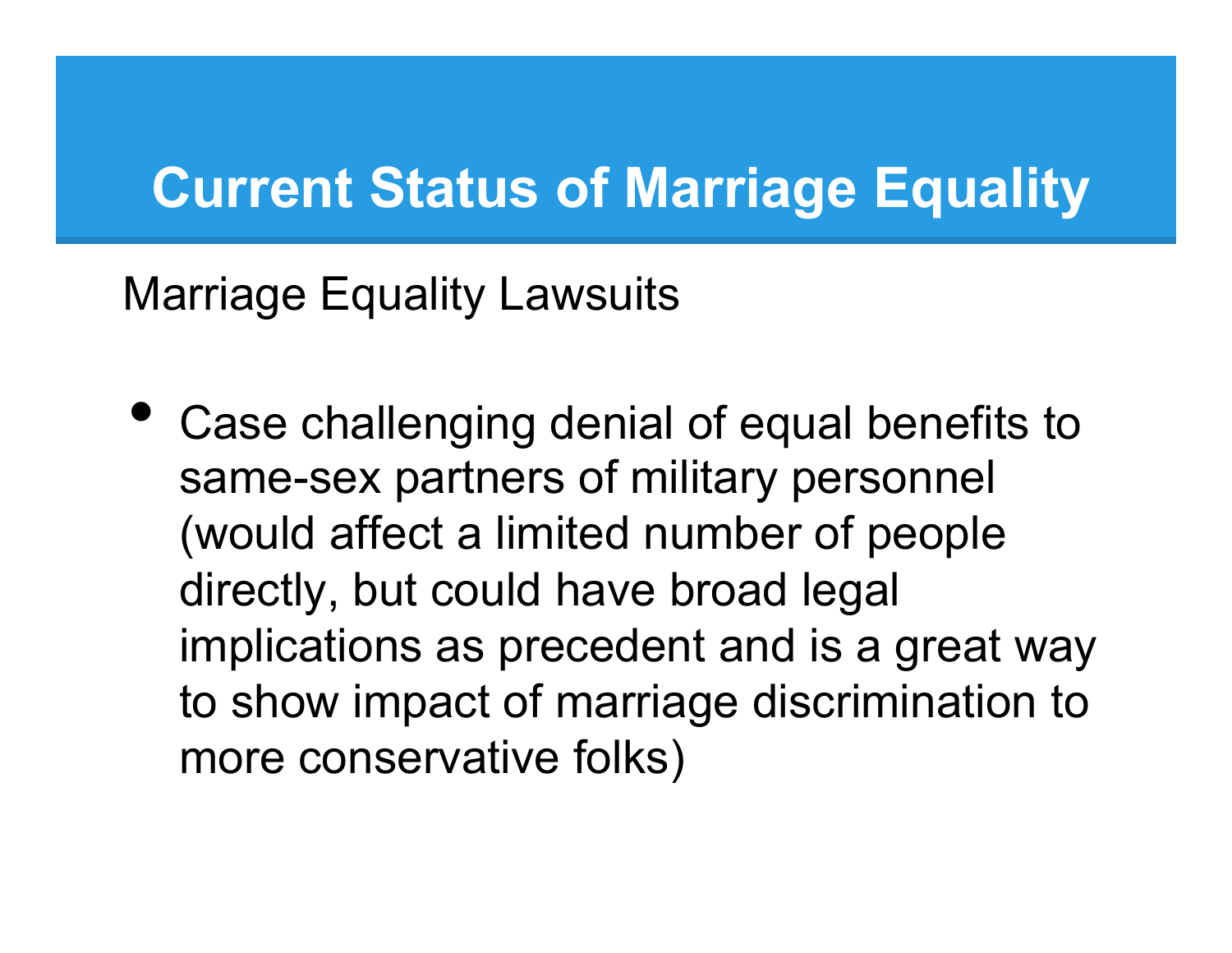# Current Status of Marriage Equality

Marriage Equality Lawsuits

- Case challenging denial of equal benefits to same-sex partners of military personnel (would affect a limited number of people directly, but could have broad legal implications as precedent and is a great way to show impact of marriage discrimination to more conservative folks)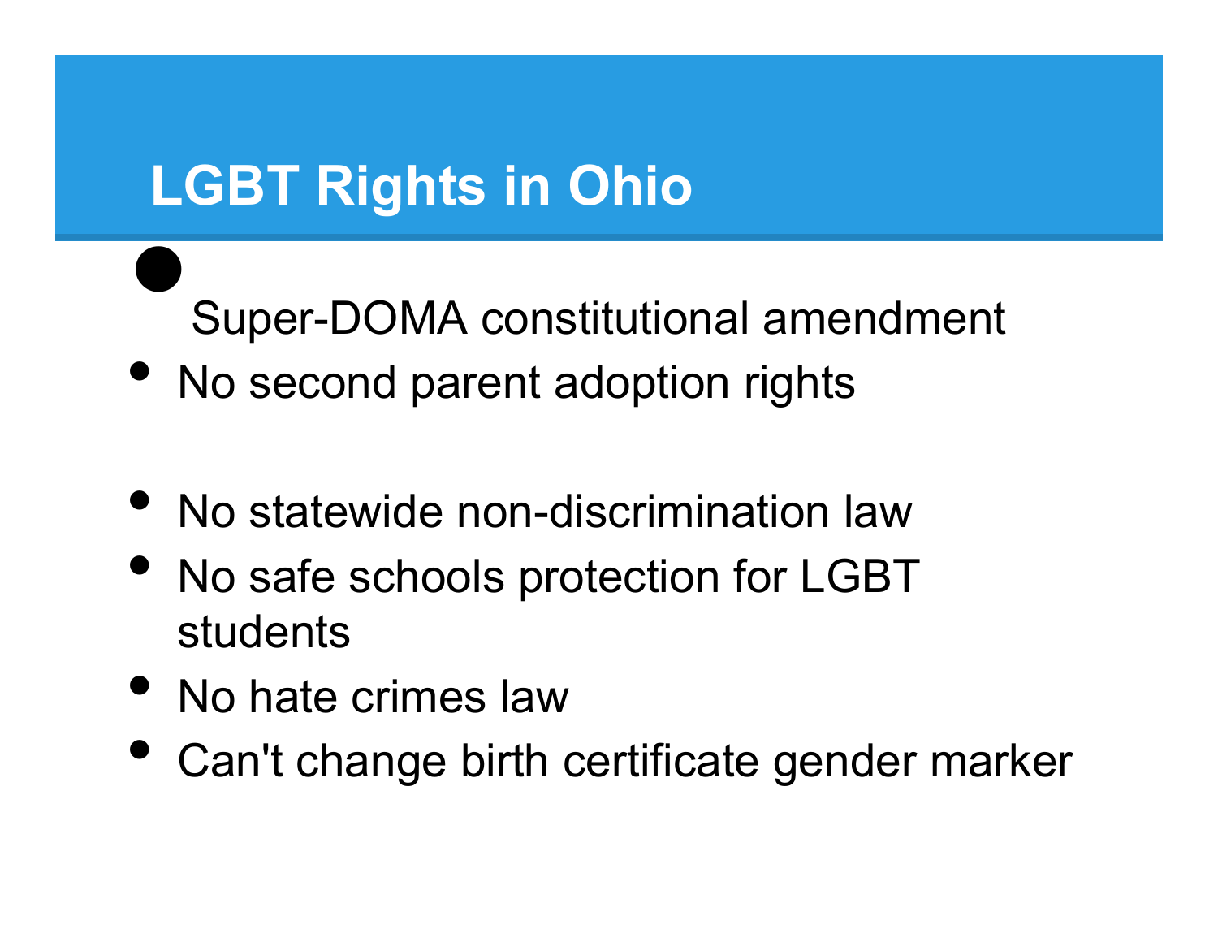# LGBT Rights in Ohio

- Super-DOMA constitutional amendment
- No second parent adoption rights
- No statewide non-discrimination law
- No safe schools protection for LGBT students
- No hate crimes law
- Can't change birth certificate gender marker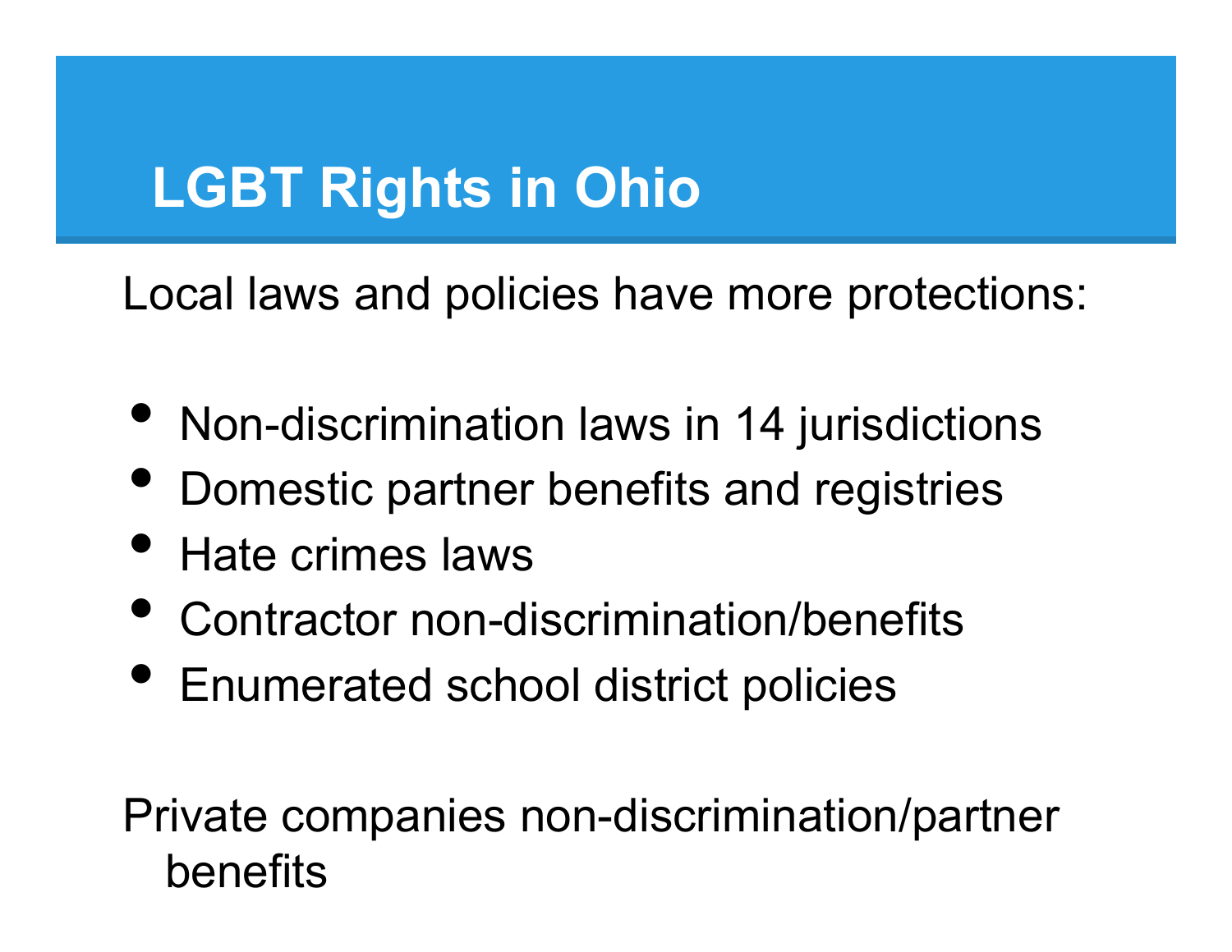# LGBT Rights in Ohio

Local laws and policies have more protections:

- Non-discrimination laws in 14 jurisdictions
- Domestic partner benefits and registries
- Hate crimes laws
- Contractor non-discrimination/benefits
- Enumerated school district policies

Private companies non-discrimination/partner benefits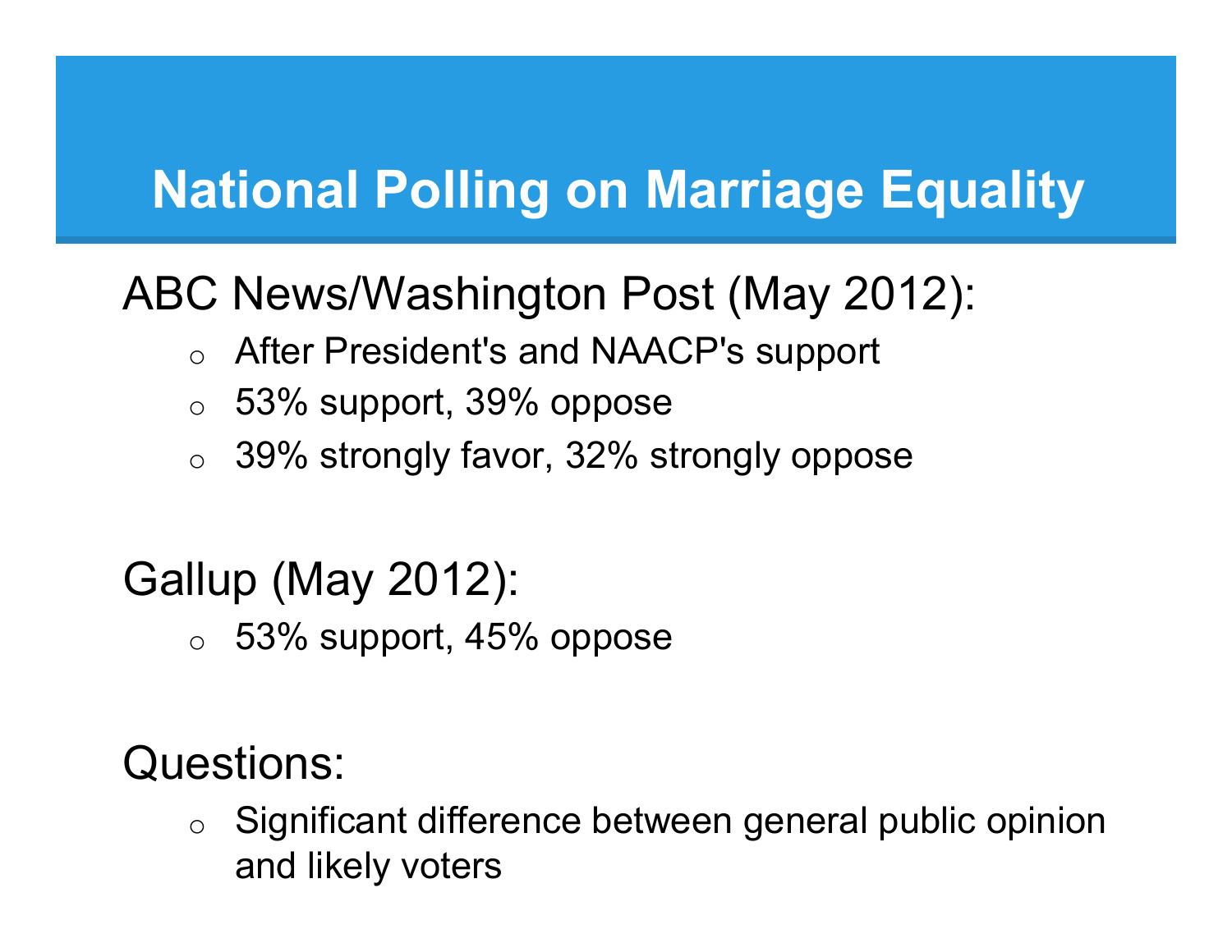# National Polling on Marriage Equality

ABC News/Washington Post (May 2012):

- After President's and NAACP's support
- 53% support, 39% oppose
- 39% strongly favor, 32% strongly oppose

Gallup (May 2012):

- 53% support, 45% oppose

Questions:

- Significant difference between general public opinion and likely voters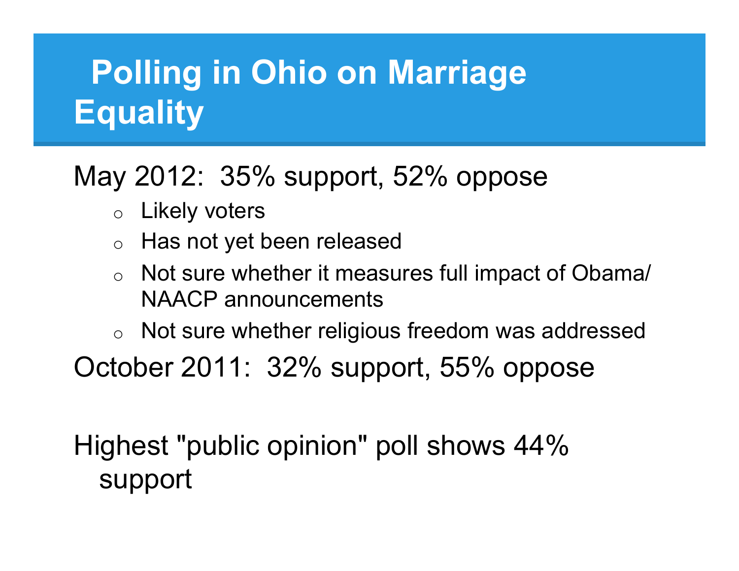# Polling in Ohio on Marriage Equality

May 2012: 35% support, 52% oppose

- Likely voters
- Has not yet been released
- Not sure whether it measures full impact of Obama/ NAACP announcements
- Not sure whether religious freedom was addressed

October 2011: 32% support, 55% oppose

Highest "public opinion" poll shows 44% support